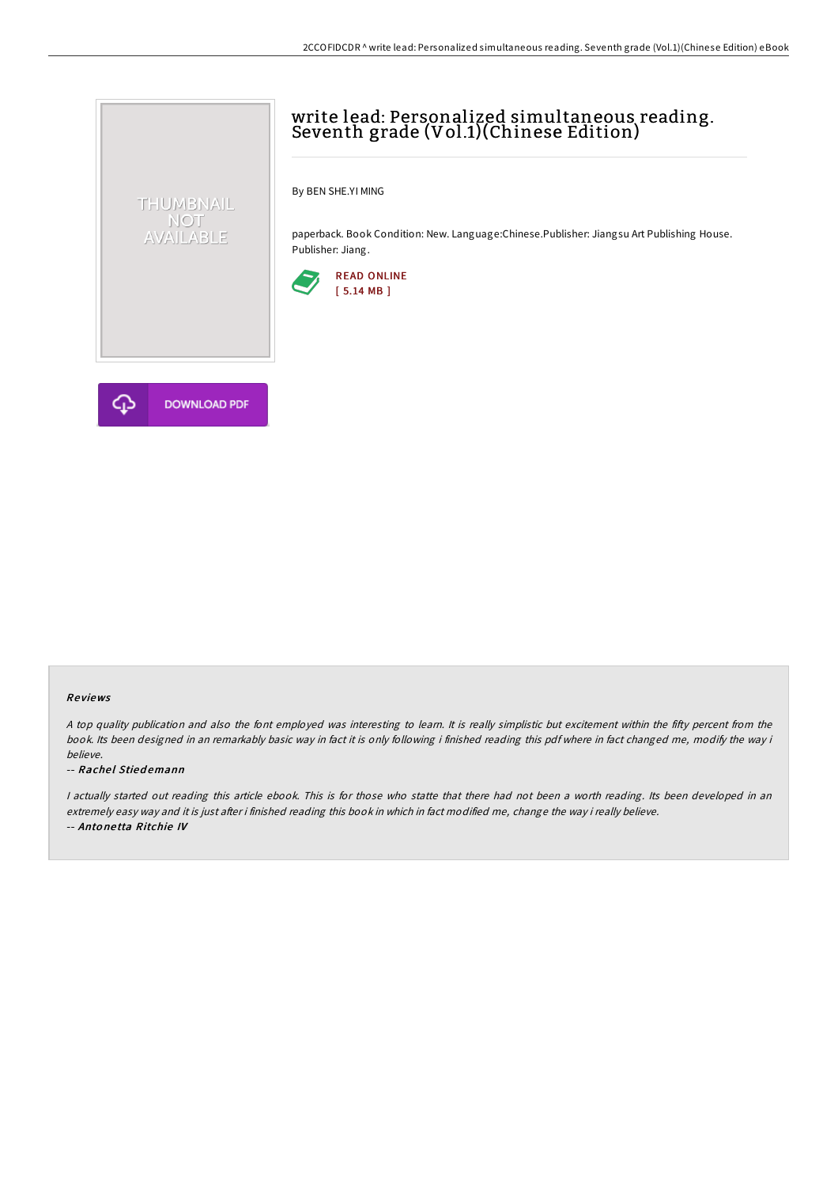# write lead: Personalized simultaneous reading. Seventh grade (Vol.1)(Chinese Edition)

By BEN SHE.YI MING

paperback. Book Condition: New. Language:Chinese.Publisher: Jiangsu Art Publishing House. Publisher: Jiang.

READ ONLINE
[ 5.14 MB ]

DOWNLOAD PDF

### Reviews

*A top quality publication and also the font employed was interesting to learn. It is really simplistic but excitement within the fifty percent from the book. Its been designed in an remarkably basic way in fact it is only following i finished reading this pdf where in fact changed me, modify the way i believe.*

-- ***Rachel Stiedemann***

*I actually started out reading this article ebook. This is for those who statte that there had not been a worth reading. Its been developed in an extremely easy way and it is just after i finished reading this book in which in fact modified me, change the way i really believe.*

-- ***Antonetta Ritchie IV***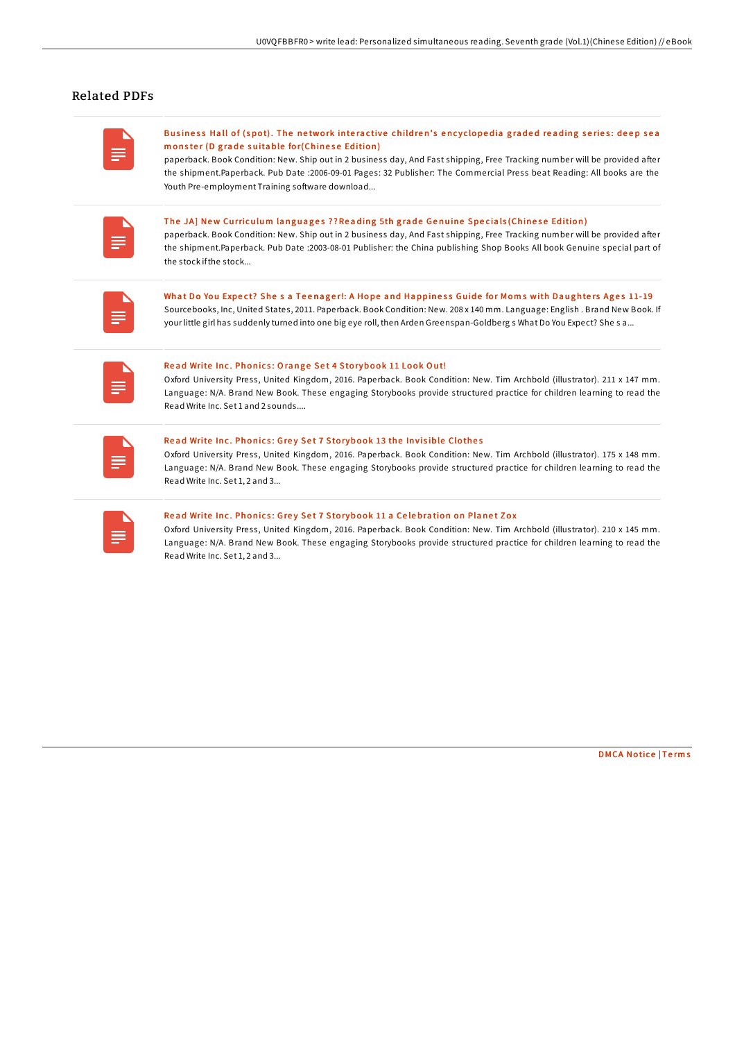## Related PDFs

**Business Hall of (spot). The network interactive children's encyclopedia graded reading series: deep sea monster (D grade suitable for(Chinese Edition)**

paperback. Book Condition: New. Ship out in 2 business day, And Fast shipping, Free Tracking number will be provided after the shipment.Paperback. Pub Date :2006-09-01 Pages: 32 Publisher: The Commercial Press beat Reading: All books are the Youth Pre-employment Training software download...

**The JA] New Curriculum languages ??Reading 5th grade Genuine Specials(Chinese Edition)**

paperback. Book Condition: New. Ship out in 2 business day, And Fast shipping, Free Tracking number will be provided after the shipment.Paperback. Pub Date :2003-08-01 Publisher: the China publishing Shop Books All book Genuine special part of the stock if the stock...

**What Do You Expect? She s a Teenager!: A Hope and Happiness Guide for Moms with Daughters Ages 11-19**

Sourcebooks, Inc, United States, 2011. Paperback. Book Condition: New. 208 x 140 mm. Language: English . Brand New Book. If your little girl has suddenly turned into one big eye roll, then Arden Greenspan-Goldberg s What Do You Expect? She s a...

**Read Write Inc. Phonics: Orange Set 4 Storybook 11 Look Out!**

Oxford University Press, United Kingdom, 2016. Paperback. Book Condition: New. Tim Archbold (illustrator). 211 x 147 mm. Language: N/A. Brand New Book. These engaging Storybooks provide structured practice for children learning to read the Read Write Inc. Set 1 and 2 sounds....

**Read Write Inc. Phonics: Grey Set 7 Storybook 13 the Invisible Clothes**

Oxford University Press, United Kingdom, 2016. Paperback. Book Condition: New. Tim Archbold (illustrator). 175 x 148 mm. Language: N/A. Brand New Book. These engaging Storybooks provide structured practice for children learning to read the Read Write Inc. Set 1, 2 and 3...

**Read Write Inc. Phonics: Grey Set 7 Storybook 11 a Celebration on Planet Zox**

Oxford University Press, United Kingdom, 2016. Paperback. Book Condition: New. Tim Archbold (illustrator). 210 x 145 mm. Language: N/A. Brand New Book. These engaging Storybooks provide structured practice for children learning to read the Read Write Inc. Set 1, 2 and 3...

DMCA Notice | Terms